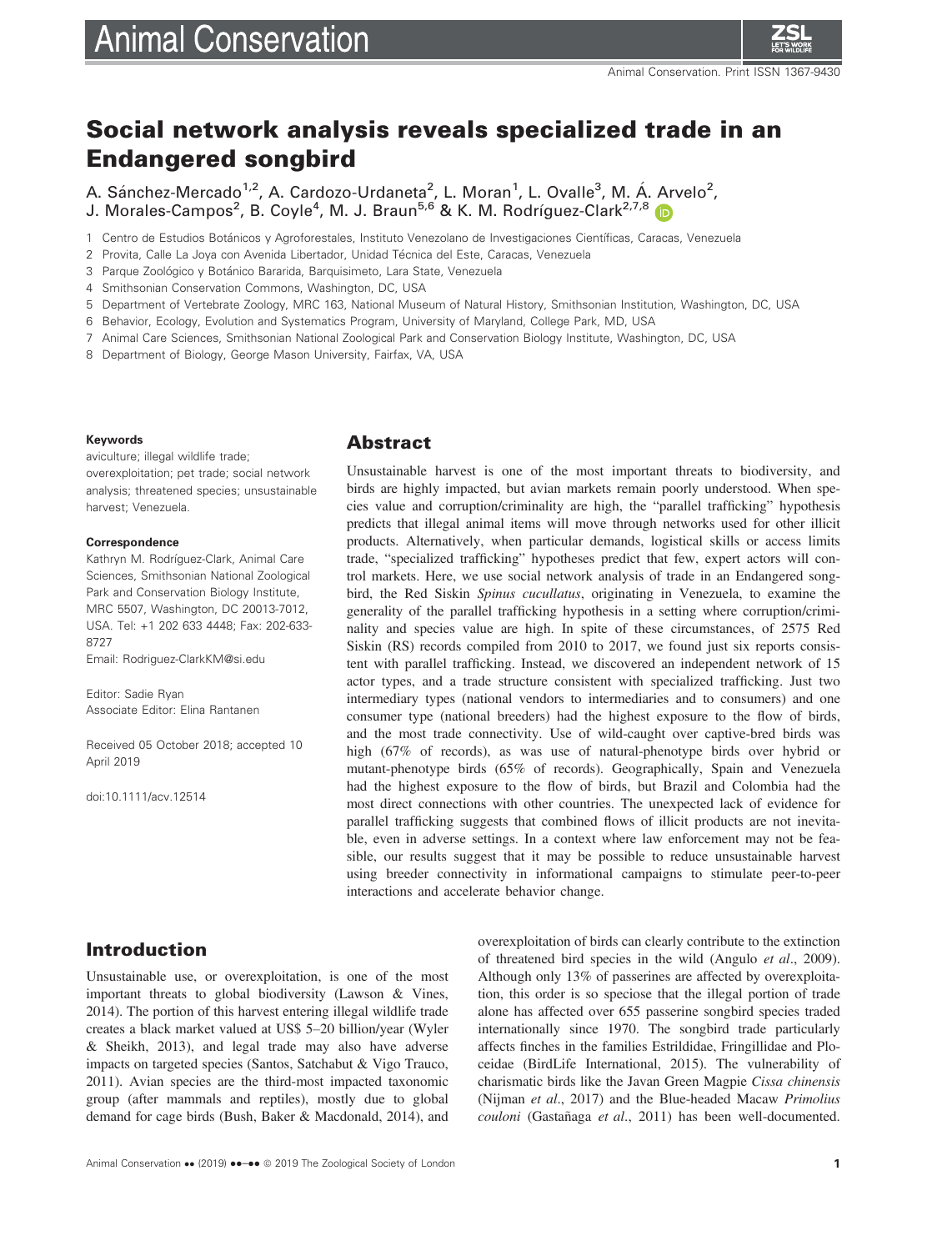# Social network analysis reveals specialized trade in an Endangered songbird

A. Sánchez-Mercado[1,2], A. Cardozo-Urdaneta[2], L. Moran[1], L. Ovalle[3], M. Á. Arvelo[2], J. Morales-Campos[2], B. Coyle[4], M. J. Braun[5,6] & K. M. Rodríguez-Clark[2,7,8]

1 Centro de Estudios Botánicos y Agroforestales, Instituto Venezolano de Investigaciones Científicas, Caracas, Venezuela
2 Provita, Calle La Joya con Avenida Libertador, Unidad Técnica del Este, Caracas, Venezuela
3 Parque Zoológico y Botánico Bararida, Barquisimeto, Lara State, Venezuela
4 Smithsonian Conservation Commons, Washington, DC, USA
5 Department of Vertebrate Zoology, MRC 163, National Museum of Natural History, Smithsonian Institution, Washington, DC, USA
6 Behavior, Ecology, Evolution and Systematics Program, University of Maryland, College Park, MD, USA
7 Animal Care Sciences, Smithsonian National Zoological Park and Conservation Biology Institute, Washington, DC, USA
8 Department of Biology, George Mason University, Fairfax, VA, USA

**Keywords**

aviculture; illegal wildlife trade; overexploitation; pet trade; social network analysis; threatened species; unsustainable harvest; Venezuela.

**Correspondence**

Kathryn M. Rodríguez-Clark, Animal Care Sciences, Smithsonian National Zoological Park and Conservation Biology Institute, MRC 5507, Washington, DC 20013-7012, USA. Tel: +1 202 633 4448; Fax: 202-633-8727
Email: Rodriguez-ClarkKM@si.edu

Editor: Sadie Ryan
Associate Editor: Elina Rantanen

Received 05 October 2018; accepted 10 April 2019

doi:10.1111/acv.12514

## Abstract

Unsustainable harvest is one of the most important threats to biodiversity, and birds are highly impacted, but avian markets remain poorly understood. When species value and corruption/criminality are high, the "parallel trafficking" hypothesis predicts that illegal animal items will move through networks used for other illicit products. Alternatively, when particular demands, logistical skills or access limits trade, "specialized trafficking" hypotheses predict that few, expert actors will control markets. Here, we use social network analysis of trade in an Endangered songbird, the Red Siskin *Spinus cucullatus*, originating in Venezuela, to examine the generality of the parallel trafficking hypothesis in a setting where corruption/criminality and species value are high. In spite of these circumstances, of 2575 Red Siskin (RS) records compiled from 2010 to 2017, we found just six reports consistent with parallel trafficking. Instead, we discovered an independent network of 15 actor types, and a trade structure consistent with specialized trafficking. Just two intermediary types (national vendors to intermediaries and to consumers) and one consumer type (national breeders) had the highest exposure to the flow of birds, and the most trade connectivity. Use of wild-caught over captive-bred birds was high (67% of records), as was use of natural-phenotype birds over hybrid or mutant-phenotype birds (65% of records). Geographically, Spain and Venezuela had the highest exposure to the flow of birds, but Brazil and Colombia had the most direct connections with other countries. The unexpected lack of evidence for parallel trafficking suggests that combined flows of illicit products are not inevitable, even in adverse settings. In a context where law enforcement may not be feasible, our results suggest that it may be possible to reduce unsustainable harvest using breeder connectivity in informational campaigns to stimulate peer-to-peer interactions and accelerate behavior change.

## Introduction

Unsustainable use, or overexploitation, is one of the most important threats to global biodiversity (Lawson & Vines, 2014). The portion of this harvest entering illegal wildlife trade creates a black market valued at US$ 5–20 billion/year (Wyler & Sheikh, 2013), and legal trade may also have adverse impacts on targeted species (Santos, Satchabut & Vigo Trauco, 2011). Avian species are the third-most impacted taxonomic group (after mammals and reptiles), mostly due to global demand for cage birds (Bush, Baker & Macdonald, 2014), and overexploitation of birds can clearly contribute to the extinction of threatened bird species in the wild (Angulo *et al*., 2009). Although only 13% of passerines are affected by overexploitation, this order is so speciose that the illegal portion of trade alone has affected over 655 passerine songbird species traded internationally since 1970. The songbird trade particularly affects finches in the families Estrildidae, Fringillidae and Ploceidae (BirdLife International, 2015). The vulnerability of charismatic birds like the Javan Green Magpie *Cissa chinensis* (Nijman *et al*., 2017) and the Blue-headed Macaw *Primolius couloni* (Gastañaga *et al*., 2011) has been well-documented.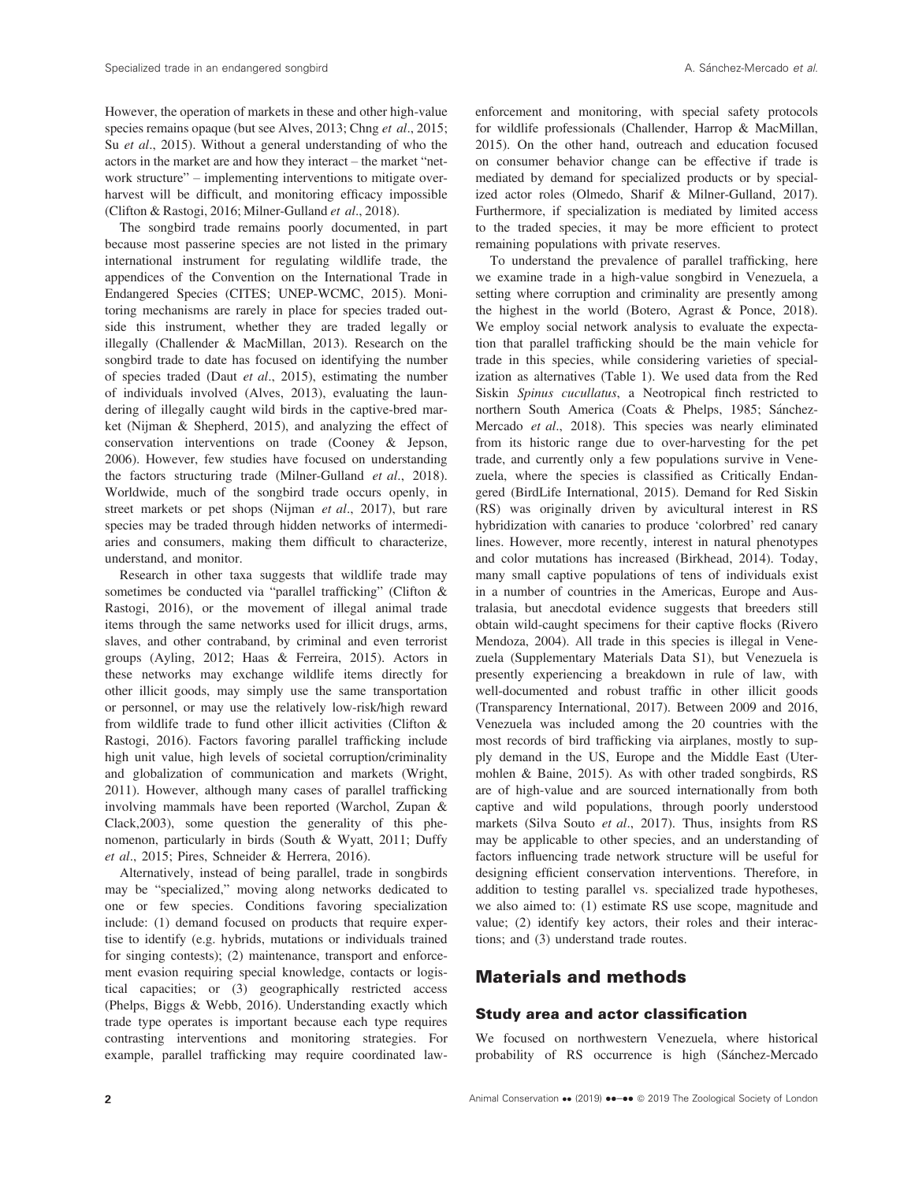However, the operation of markets in these and other high-value species remains opaque (but see Alves, 2013; Chng *et al*., 2015; Su *et al*., 2015). Without a general understanding of who the actors in the market are and how they interact – the market "network structure" – implementing interventions to mitigate overharvest will be difficult, and monitoring efficacy impossible (Clifton & Rastogi, 2016; Milner-Gulland *et al*., 2018).

The songbird trade remains poorly documented, in part because most passerine species are not listed in the primary international instrument for regulating wildlife trade, the appendices of the Convention on the International Trade in Endangered Species (CITES; UNEP-WCMC, 2015). Monitoring mechanisms are rarely in place for species traded outside this instrument, whether they are traded legally or illegally (Challender & MacMillan, 2013). Research on the songbird trade to date has focused on identifying the number of species traded (Daut *et al*., 2015), estimating the number of individuals involved (Alves, 2013), evaluating the laundering of illegally caught wild birds in the captive-bred market (Nijman & Shepherd, 2015), and analyzing the effect of conservation interventions on trade (Cooney & Jepson, 2006). However, few studies have focused on understanding the factors structuring trade (Milner-Gulland *et al*., 2018). Worldwide, much of the songbird trade occurs openly, in street markets or pet shops (Nijman *et al*., 2017), but rare species may be traded through hidden networks of intermediaries and consumers, making them difficult to characterize, understand, and monitor.

Research in other taxa suggests that wildlife trade may sometimes be conducted via "parallel trafficking" (Clifton & Rastogi, 2016), or the movement of illegal animal trade items through the same networks used for illicit drugs, arms, slaves, and other contraband, by criminal and even terrorist groups (Ayling, 2012; Haas & Ferreira, 2015). Actors in these networks may exchange wildlife items directly for other illicit goods, may simply use the same transportation or personnel, or may use the relatively low-risk/high reward from wildlife trade to fund other illicit activities (Clifton & Rastogi, 2016). Factors favoring parallel trafficking include high unit value, high levels of societal corruption/criminality and globalization of communication and markets (Wright, 2011). However, although many cases of parallel trafficking involving mammals have been reported (Warchol, Zupan & Clack,2003), some question the generality of this phenomenon, particularly in birds (South & Wyatt, 2011; Duffy *et al*., 2015; Pires, Schneider & Herrera, 2016).

Alternatively, instead of being parallel, trade in songbirds may be "specialized," moving along networks dedicated to one or few species. Conditions favoring specialization include: (1) demand focused on products that require expertise to identify (e.g. hybrids, mutations or individuals trained for singing contests); (2) maintenance, transport and enforcement evasion requiring special knowledge, contacts or logistical capacities; or (3) geographically restricted access (Phelps, Biggs & Webb, 2016). Understanding exactly which trade type operates is important because each type requires contrasting interventions and monitoring strategies. For example, parallel trafficking may require coordinated law-enforcement and monitoring, with special safety protocols for wildlife professionals (Challender, Harrop & MacMillan, 2015). On the other hand, outreach and education focused on consumer behavior change can be effective if trade is mediated by demand for specialized products or by specialized actor roles (Olmedo, Sharif & Milner-Gulland, 2017). Furthermore, if specialization is mediated by limited access to the traded species, it may be more efficient to protect remaining populations with private reserves.

To understand the prevalence of parallel trafficking, here we examine trade in a high-value songbird in Venezuela, a setting where corruption and criminality are presently among the highest in the world (Botero, Agrast & Ponce, 2018). We employ social network analysis to evaluate the expectation that parallel trafficking should be the main vehicle for trade in this species, while considering varieties of specialization as alternatives (Table 1). We used data from the Red Siskin *Spinus cucullatus*, a Neotropical finch restricted to northern South America (Coats & Phelps, 1985; Sánchez-Mercado *et al*., 2018). This species was nearly eliminated from its historic range due to over-harvesting for the pet trade, and currently only a few populations survive in Venezuela, where the species is classified as Critically Endangered (BirdLife International, 2015). Demand for Red Siskin (RS) was originally driven by avicultural interest in RS hybridization with canaries to produce 'colorbred' red canary lines. However, more recently, interest in natural phenotypes and color mutations has increased (Birkhead, 2014). Today, many small captive populations of tens of individuals exist in a number of countries in the Americas, Europe and Australasia, but anecdotal evidence suggests that breeders still obtain wild-caught specimens for their captive flocks (Rivero Mendoza, 2004). All trade in this species is illegal in Venezuela (Supplementary Materials Data S1), but Venezuela is presently experiencing a breakdown in rule of law, with well-documented and robust traffic in other illicit goods (Transparency International, 2017). Between 2009 and 2016, Venezuela was included among the 20 countries with the most records of bird trafficking via airplanes, mostly to supply demand in the US, Europe and the Middle East (Utermohlen & Baine, 2015). As with other traded songbirds, RS are of high-value and are sourced internationally from both captive and wild populations, through poorly understood markets (Silva Souto *et al*., 2017). Thus, insights from RS may be applicable to other species, and an understanding of factors influencing trade network structure will be useful for designing efficient conservation interventions. Therefore, in addition to testing parallel vs. specialized trade hypotheses, we also aimed to: (1) estimate RS use scope, magnitude and value; (2) identify key actors, their roles and their interactions; and (3) understand trade routes.

## Materials and methods

### Study area and actor classification

We focused on northwestern Venezuela, where historical probability of RS occurrence is high (Sánchez-Mercado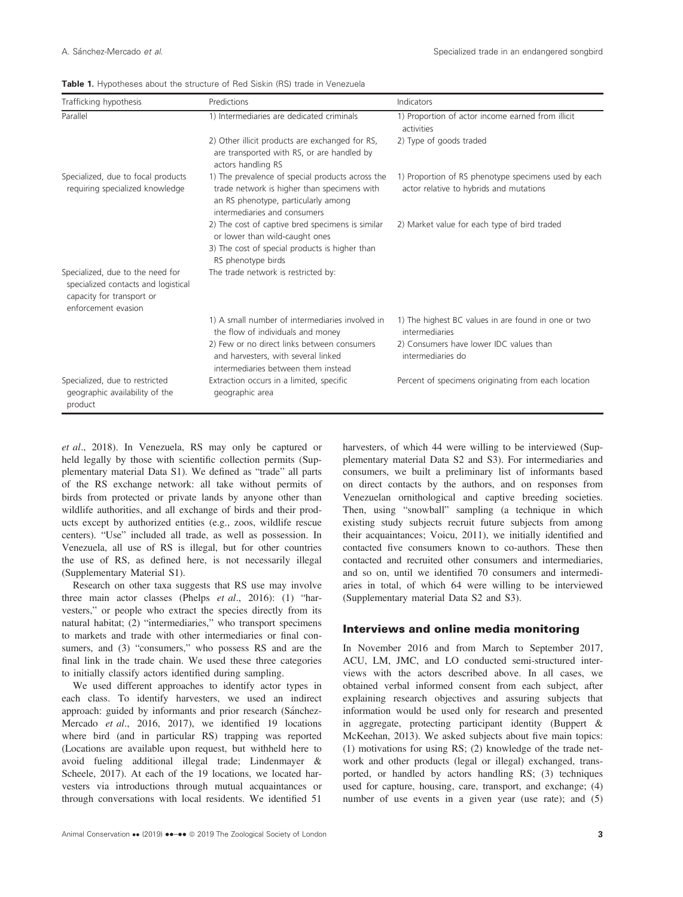**Table 1.** Hypotheses about the structure of Red Siskin (RS) trade in Venezuela

| Trafficking hypothesis | Predictions | Indicators |
|---|---|---|
| Parallel | 1) Intermediaries are dedicated criminals | 1) Proportion of actor income earned from illicit activities |
| | 2) Other illicit products are exchanged for RS, are transported with RS, or are handled by actors handling RS | 2) Type of goods traded |
| Specialized, due to focal products requiring specialized knowledge | 1) The prevalence of special products across the trade network is higher than specimens with an RS phenotype, particularly among intermediaries and consumers | 1) Proportion of RS phenotype specimens used by each actor relative to hybrids and mutations |
| | 2) The cost of captive bred specimens is similar or lower than wild-caught ones | 2) Market value for each type of bird traded |
| | 3) The cost of special products is higher than RS phenotype birds | |
| Specialized, due to the need for specialized contacts and logistical capacity for transport or enforcement evasion | The trade network is restricted by: | |
| | 1) A small number of intermediaries involved in the flow of individuals and money | 1) The highest BC values in are found in one or two intermediaries |
| | 2) Few or no direct links between consumers and harvesters, with several linked intermediaries between them instead | 2) Consumers have lower IDC values than intermediaries do |
| Specialized, due to restricted geographic availability of the product | Extraction occurs in a limited, specific geographic area | Percent of specimens originating from each location |

*et al*., 2018). In Venezuela, RS may only be captured or held legally by those with scientific collection permits (Supplementary material Data S1). We defined as "trade" all parts of the RS exchange network: all take without permits of birds from protected or private lands by anyone other than wildlife authorities, and all exchange of birds and their products except by authorized entities (e.g., zoos, wildlife rescue centers). "Use" included all trade, as well as possession. In Venezuela, all use of RS is illegal, but for other countries the use of RS, as defined here, is not necessarily illegal (Supplementary Material S1).

Research on other taxa suggests that RS use may involve three main actor classes (Phelps *et al*., 2016): (1) "harvesters," or people who extract the species directly from its natural habitat; (2) "intermediaries," who transport specimens to markets and trade with other intermediaries or final consumers, and (3) "consumers," who possess RS and are the final link in the trade chain. We used these three categories to initially classify actors identified during sampling.

We used different approaches to identify actor types in each class. To identify harvesters, we used an indirect approach: guided by informants and prior research (Sánchez-Mercado *et al*., 2016, 2017), we identified 19 locations where bird (and in particular RS) trapping was reported (Locations are available upon request, but withheld here to avoid fueling additional illegal trade; Lindenmayer & Scheele, 2017). At each of the 19 locations, we located harvesters via introductions through mutual acquaintances or through conversations with local residents. We identified 51 harvesters, of which 44 were willing to be interviewed (Supplementary material Data S2 and S3). For intermediaries and consumers, we built a preliminary list of informants based on direct contacts by the authors, and on responses from Venezuelan ornithological and captive breeding societies. Then, using "snowball" sampling (a technique in which existing study subjects recruit future subjects from among their acquaintances; Voicu, 2011), we initially identified and contacted five consumers known to co-authors. These then contacted and recruited other consumers and intermediaries, and so on, until we identified 70 consumers and intermediaries in total, of which 64 were willing to be interviewed (Supplementary material Data S2 and S3).

## Interviews and online media monitoring

In November 2016 and from March to September 2017, ACU, LM, JMC, and LO conducted semi-structured interviews with the actors described above. In all cases, we obtained verbal informed consent from each subject, after explaining research objectives and assuring subjects that information would be used only for research and presented in aggregate, protecting participant identity (Buppert & McKeehan, 2013). We asked subjects about five main topics: (1) motivations for using RS; (2) knowledge of the trade network and other products (legal or illegal) exchanged, transported, or handled by actors handling RS; (3) techniques used for capture, housing, care, transport, and exchange; (4) number of use events in a given year (use rate); and (5)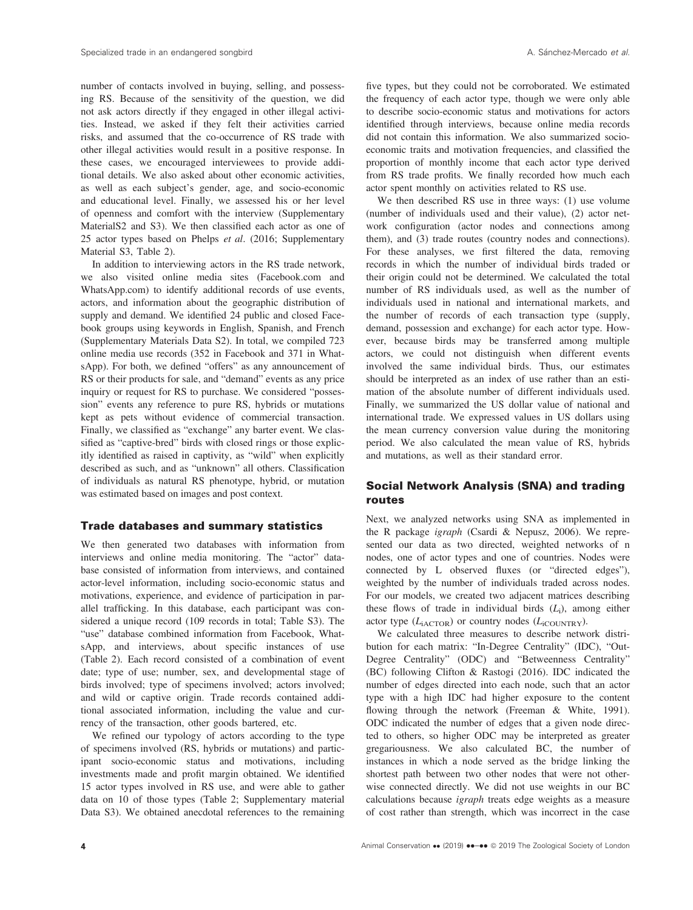number of contacts involved in buying, selling, and possessing RS. Because of the sensitivity of the question, we did not ask actors directly if they engaged in other illegal activities. Instead, we asked if they felt their activities carried risks, and assumed that the co-occurrence of RS trade with other illegal activities would result in a positive response. In these cases, we encouraged interviewees to provide additional details. We also asked about other economic activities, as well as each subject's gender, age, and socio-economic and educational level. Finally, we assessed his or her level of openness and comfort with the interview (Supplementary MaterialS2 and S3). We then classified each actor as one of 25 actor types based on Phelps *et al*. (2016; Supplementary Material S3, Table 2).

In addition to interviewing actors in the RS trade network, we also visited online media sites (Facebook.com and WhatsApp.com) to identify additional records of use events, actors, and information about the geographic distribution of supply and demand. We identified 24 public and closed Facebook groups using keywords in English, Spanish, and French (Supplementary Materials Data S2). In total, we compiled 723 online media use records (352 in Facebook and 371 in WhatsApp). For both, we defined "offers" as any announcement of RS or their products for sale, and "demand" events as any price inquiry or request for RS to purchase. We considered "possession" events any reference to pure RS, hybrids or mutations kept as pets without evidence of commercial transaction. Finally, we classified as "exchange" any barter event. We classified as "captive-bred" birds with closed rings or those explicitly identified as raised in captivity, as "wild" when explicitly described as such, and as "unknown" all others. Classification of individuals as natural RS phenotype, hybrid, or mutation was estimated based on images and post context.

## Trade databases and summary statistics

We then generated two databases with information from interviews and online media monitoring. The "actor" database consisted of information from interviews, and contained actor-level information, including socio-economic status and motivations, experience, and evidence of participation in parallel trafficking. In this database, each participant was considered a unique record (109 records in total; Table S3). The "use" database combined information from Facebook, WhatsApp, and interviews, about specific instances of use (Table 2). Each record consisted of a combination of event date; type of use; number, sex, and developmental stage of birds involved; type of specimens involved; actors involved; and wild or captive origin. Trade records contained additional associated information, including the value and currency of the transaction, other goods bartered, etc.

We refined our typology of actors according to the type of specimens involved (RS, hybrids or mutations) and participant socio-economic status and motivations, including investments made and profit margin obtained. We identified 15 actor types involved in RS use, and were able to gather data on 10 of those types (Table 2; Supplementary material Data S3). We obtained anecdotal references to the remaining five types, but they could not be corroborated. We estimated the frequency of each actor type, though we were only able to describe socio-economic status and motivations for actors identified through interviews, because online media records did not contain this information. We also summarized socio-economic traits and motivation frequencies, and classified the proportion of monthly income that each actor type derived from RS trade profits. We finally recorded how much each actor spent monthly on activities related to RS use.

We then described RS use in three ways: (1) use volume (number of individuals used and their value), (2) actor network configuration (actor nodes and connections among them), and (3) trade routes (country nodes and connections). For these analyses, we first filtered the data, removing records in which the number of individual birds traded or their origin could not be determined. We calculated the total number of RS individuals used, as well as the number of individuals used in national and international markets, and the number of records of each transaction type (supply, demand, possession and exchange) for each actor type. However, because birds may be transferred among multiple actors, we could not distinguish when different events involved the same individual birds. Thus, our estimates should be interpreted as an index of use rather than an estimation of the absolute number of different individuals used. Finally, we summarized the US dollar value of national and international trade. We expressed values in US dollars using the mean currency conversion value during the monitoring period. We also calculated the mean value of RS, hybrids and mutations, as well as their standard error.

## Social Network Analysis (SNA) and trading routes

Next, we analyzed networks using SNA as implemented in the R package *igraph* (Csardi & Nepusz, 2006). We represented our data as two directed, weighted networks of n nodes, one of actor types and one of countries. Nodes were connected by L observed fluxes (or "directed edges"), weighted by the number of individuals traded across nodes. For our models, we created two adjacent matrices describing these flows of trade in individual birds ($L_i$), among either actor type ($L_{iACTOR}$) or country nodes ($L_{iCOUNTRY}$).

We calculated three measures to describe network distribution for each matrix: "In-Degree Centrality" (IDC), "Out-Degree Centrality" (ODC) and "Betweenness Centrality" (BC) following Clifton & Rastogi (2016). IDC indicated the number of edges directed into each node, such that an actor type with a high IDC had higher exposure to the content flowing through the network (Freeman & White, 1991). ODC indicated the number of edges that a given node directed to others, so higher ODC may be interpreted as greater gregariousness. We also calculated BC, the number of instances in which a node served as the bridge linking the shortest path between two other nodes that were not otherwise connected directly. We did not use weights in our BC calculations because *igraph* treats edge weights as a measure of cost rather than strength, which was incorrect in the case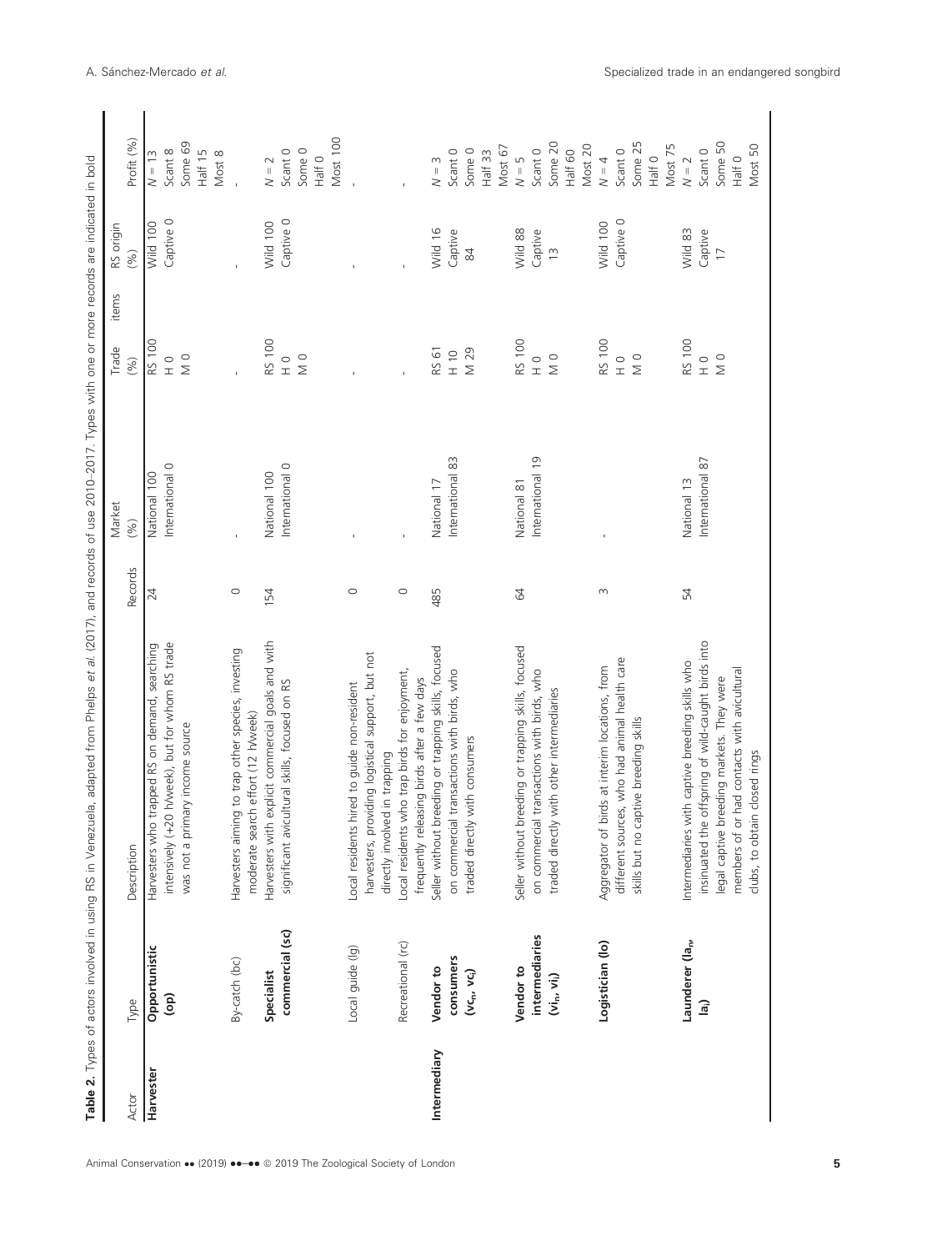**Table 2.** Types of actors involved in using RS in Venezuela, adapted from Phelps *et al.* (2017), and records of use 2010–2017. Types with one or more records are indicated in bold

| Actor | Type | Description | Records | Market (%) | Trade items (%) | RS origin (%) | Profit (%) |
|---|---|---|---|---|---|---|---|
| **Harvester** | **Opportunistic (op)** | Harvesters who trapped RS on demand, searching intensively (+20 h/week), but for whom RS trade was not a primary income source | 24 | National 100<br>International 0 | RS 100<br>H 0<br>M 0 | Wild 100<br>Captive 0 | *N* = 13<br>Scant 8<br>Some 69<br>Half 15<br>Most 8 |
| | By-catch (bc) | Harvesters aiming to trap other species, investing moderate search effort (12 h/week) | 0 | - | - | - | - |
| | **Specialist commercial (sc)** | Harvesters with explicit commercial goals and with significant avicultural skills, focused on RS | 154 | National 100<br>International 0 | RS 100<br>H 0<br>M 0 | Wild 100<br>Captive 0 | *N* = 2<br>Scant 0<br>Some 0<br>Half 0<br>Most 100 |
| | Local guide (lg) | Local residents hired to guide non-resident harvesters, providing logistical support, but not directly involved in trapping | 0 | - | - | - | - |
| | Recreational (rc) | Local residents who trap birds for enjoyment, frequently releasing birds after a few days | 0 | - | - | - | - |
| **Intermediary** | **Vendor to consumers ($vc_n$, $vc_i$)** | Seller without breeding or trapping skills, focused on commercial transactions with birds, who traded directly with consumers | 485 | National 17<br>International 83 | RS 61<br>H 10<br>M 29 | Wild 16<br>Captive 84 | *N* = 3<br>Scant 0<br>Some 0<br>Half 33<br>Most 67 |
| | **Vendor to intermediaries ($vi_n$, $vi_i$)** | Seller without breeding or trapping skills, focused on commercial transactions with birds, who traded directly with other intermediaries | 64 | National 81<br>International 19 | RS 100<br>H 0<br>M 0 | Wild 88<br>Captive 13 | *N* = 5<br>Scant 0<br>Some 20<br>Half 60<br>Most 20 |
| | **Logistician (lo)** | Aggregator of birds at interim locations, from different sources, who had animal health care skills but no captive breeding skills | 3 | - | RS 100<br>H 0<br>M 0 | Wild 100<br>Captive 0 | *N* = 4<br>Scant 0<br>Some 25<br>Half 0<br>Most 75 |
| | **Launderer ($la_n$, $la_i$)** | Intermediaries with captive breeding skills who insinuated the offspring of wild-caught birds into legal captive breeding markets. They were members of or had contacts with avicultural clubs, to obtain closed rings | 54 | National 13<br>International 87 | RS 100<br>H 0<br>M 0 | Wild 83<br>Captive 17 | *N* = 2<br>Scant 0<br>Some 50<br>Half 0<br>Most 50 |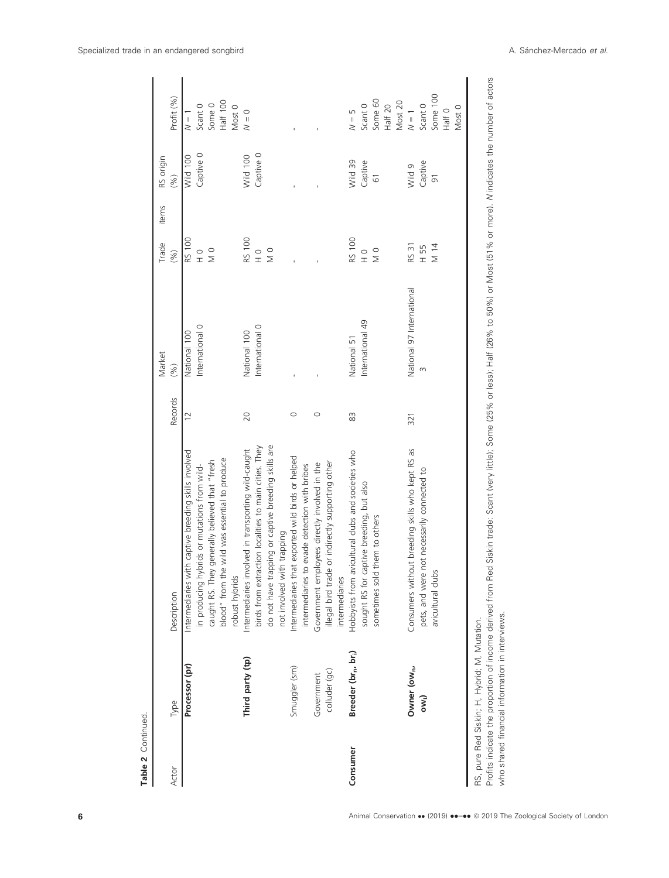**Table 2** Continued.

| Actor | Type | Description | Records | Market (%) | Trade items (%) | RS origin (%) | Profit (%) |
|---|---|---|---|---|---|---|---|
| | **Processor (pr)** | Intermediaries with captive breeding skills involved in producing hybrids or mutations from wild-caught RS. They generally believed that "fresh blood" from the wild was essential to produce robust hybrids | 12 | National 100 International 0 | RS 100 H 0 M 0 | Wild 100 Captive 0 | $N = 1$ Scant 0 Some 0 Half 100 Most 0 |
| | **Third party (tp)** | Intermediaries involved in transporting wild-caught birds from extraction localities to main cities. They do not have trapping or captive breeding skills are not involved with trapping | 20 | National 100 International 0 | RS 100 H 0 M 0 | Wild 100 Captive 0 | $N = 0$ |
| | Smuggler (sm) | Intermediaries that exported wild birds or helped intermediaries to evade detection with bribes | 0 | - | - | - | - |
| | Government colluder (gc) | Government employees directly involved in the illegal bird trade or indirectly supporting other intermediaries | 0 | - | - | - | - |
| **Consumer** | **Breeder ($br_n$, $br_i$)** | Hobbyists from avicultural clubs and societies who sought RS for captive breeding, but also sometimes sold them to others | 83 | National 51 International 49 | RS 100 H 0 M 0 | Wild 39 Captive 61 | $N = 5$ Scant 0 Some 60 Half 20 Most 20 |
| | **Owner ($ow_n$, $ow_i$)** | Consumers without breeding skills who kept RS as pets, and were not necessarily connected to avicultural clubs | 321 | National 97 International 3 | RS 31 H 55 M 14 | Wild 9 Captive 91 | $N = 1$ Scant 0 Some 100 Half 0 Most 0 |

RS, pure Red Siskin; H, Hybrid; M, Mutation.

Profits indicate the proportion of income derived from Red Siskin trade: Scant (very little); Some (25% or less); Half (26% to 50%) or Most (51% or more). *N* indicates the number of actors who shared financial information in interviews.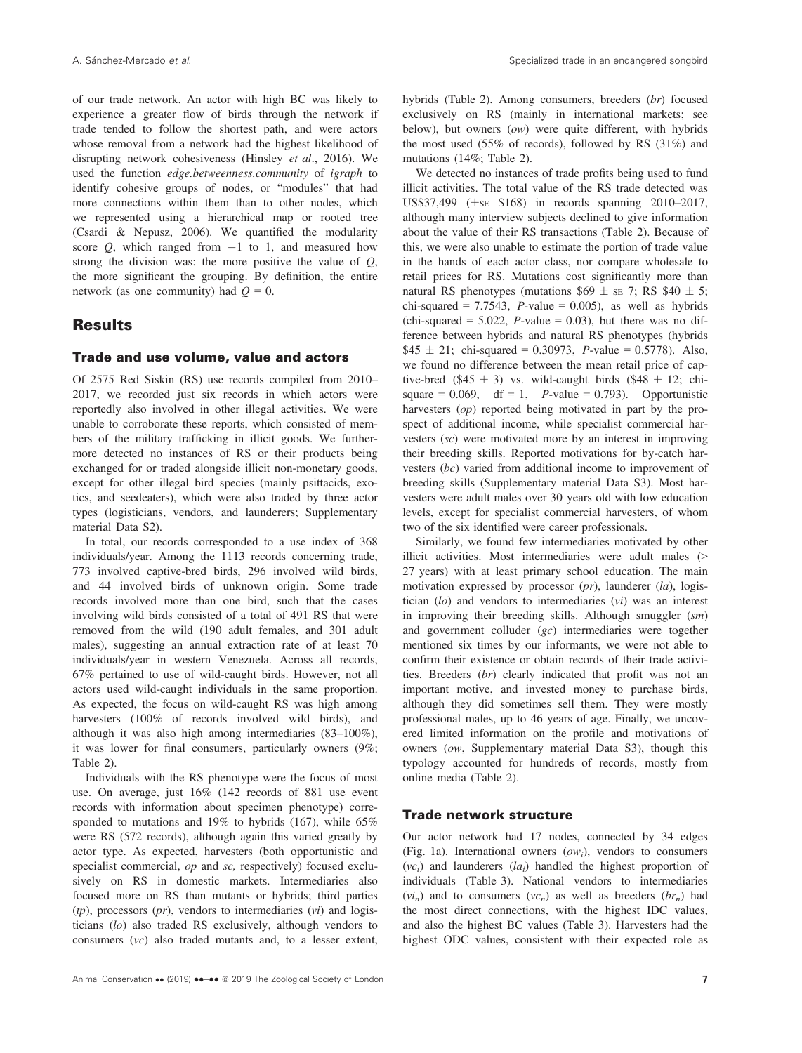of our trade network. An actor with high BC was likely to experience a greater flow of birds through the network if trade tended to follow the shortest path, and were actors whose removal from a network had the highest likelihood of disrupting network cohesiveness (Hinsley *et al*., 2016). We used the function *edge.betweenness.community* of *igraph* to identify cohesive groups of nodes, or "modules" that had more connections within them than to other nodes, which we represented using a hierarchical map or rooted tree (Csardi & Nepusz, 2006). We quantified the modularity score $Q$, which ranged from $-1$ to 1, and measured how strong the division was: the more positive the value of $Q$, the more significant the grouping. By definition, the entire network (as one community) had $Q = 0$.

## Results

### Trade and use volume, value and actors

Of 2575 Red Siskin (RS) use records compiled from 2010–2017, we recorded just six records in which actors were reportedly also involved in other illegal activities. We were unable to corroborate these reports, which consisted of members of the military trafficking in illicit goods. We furthermore detected no instances of RS or their products being exchanged for or traded alongside illicit non-monetary goods, except for other illegal bird species (mainly psittacids, exotics, and seedeaters), which were also traded by three actor types (logisticians, vendors, and launderers; Supplementary material Data S2).

In total, our records corresponded to a use index of 368 individuals/year. Among the 1113 records concerning trade, 773 involved captive-bred birds, 296 involved wild birds, and 44 involved birds of unknown origin. Some trade records involved more than one bird, such that the cases involving wild birds consisted of a total of 491 RS that were removed from the wild (190 adult females, and 301 adult males), suggesting an annual extraction rate of at least 70 individuals/year in western Venezuela. Across all records, 67% pertained to use of wild-caught birds. However, not all actors used wild-caught individuals in the same proportion. As expected, the focus on wild-caught RS was high among harvesters (100% of records involved wild birds), and although it was also high among intermediaries (83–100%), it was lower for final consumers, particularly owners (9%; Table 2).

Individuals with the RS phenotype were the focus of most use. On average, just 16% (142 records of 881 use event records with information about specimen phenotype) corresponded to mutations and 19% to hybrids (167), while 65% were RS (572 records), although again this varied greatly by actor type. As expected, harvesters (both opportunistic and specialist commercial, *op* and *sc,* respectively) focused exclusively on RS in domestic markets. Intermediaries also focused more on RS than mutants or hybrids; third parties (*tp*), processors (*pr*), vendors to intermediaries (*vi*) and logisticians (*lo*) also traded RS exclusively, although vendors to consumers (*vc*) also traded mutants and, to a lesser extent, hybrids (Table 2). Among consumers, breeders (*br*) focused exclusively on RS (mainly in international markets; see below), but owners (*ow*) were quite different, with hybrids the most used (55% of records), followed by RS (31%) and mutations (14%; Table 2).

We detected no instances of trade profits being used to fund illicit activities. The total value of the RS trade detected was US\$37,499 (±SE \$168) in records spanning 2010–2017, although many interview subjects declined to give information about the value of their RS transactions (Table 2). Because of this, we were also unable to estimate the portion of trade value in the hands of each actor class, nor compare wholesale to retail prices for RS. Mutations cost significantly more than natural RS phenotypes (mutations \$69 ± SE 7; RS \$40 ± 5; chi-squared = 7.7543, $P$-value = 0.005), as well as hybrids (chi-squared = 5.022, $P$-value = 0.03), but there was no difference between hybrids and natural RS phenotypes (hybrids \$45 ± 21; chi-squared = 0.30973, $P$-value = 0.5778). Also, we found no difference between the mean retail price of captive-bred (\$45 ± 3) vs. wild-caught birds (\$48 ± 12; chi-square = 0.069, df = 1, $P$-value = 0.793). Opportunistic harvesters (*op*) reported being motivated in part by the prospect of additional income, while specialist commercial harvesters (*sc*) were motivated more by an interest in improving their breeding skills. Reported motivations for by-catch harvesters (*bc*) varied from additional income to improvement of breeding skills (Supplementary material Data S3). Most harvesters were adult males over 30 years old with low education levels, except for specialist commercial harvesters, of whom two of the six identified were career professionals.

Similarly, we found few intermediaries motivated by other illicit activities. Most intermediaries were adult males (> 27 years) with at least primary school education. The main motivation expressed by processor (*pr*), launderer (*la*), logistician (*lo*) and vendors to intermediaries (*vi*) was an interest in improving their breeding skills. Although smuggler (*sm*) and government colluder (*gc*) intermediaries were together mentioned six times by our informants, we were not able to confirm their existence or obtain records of their trade activities. Breeders (*br*) clearly indicated that profit was not an important motive, and invested money to purchase birds, although they did sometimes sell them. They were mostly professional males, up to 46 years of age. Finally, we uncovered limited information on the profile and motivations of owners (*ow*, Supplementary material Data S3), though this typology accounted for hundreds of records, mostly from online media (Table 2).

### Trade network structure

Our actor network had 17 nodes, connected by 34 edges (Fig. 1a). International owners ($ow_i$), vendors to consumers ($vc_i$) and launderers ($la_i$) handled the highest proportion of individuals (Table 3). National vendors to intermediaries ($vi_n$) and to consumers ($vc_n$) as well as breeders ($br_n$) had the most direct connections, with the highest IDC values, and also the highest BC values (Table 3). Harvesters had the highest ODC values, consistent with their expected role as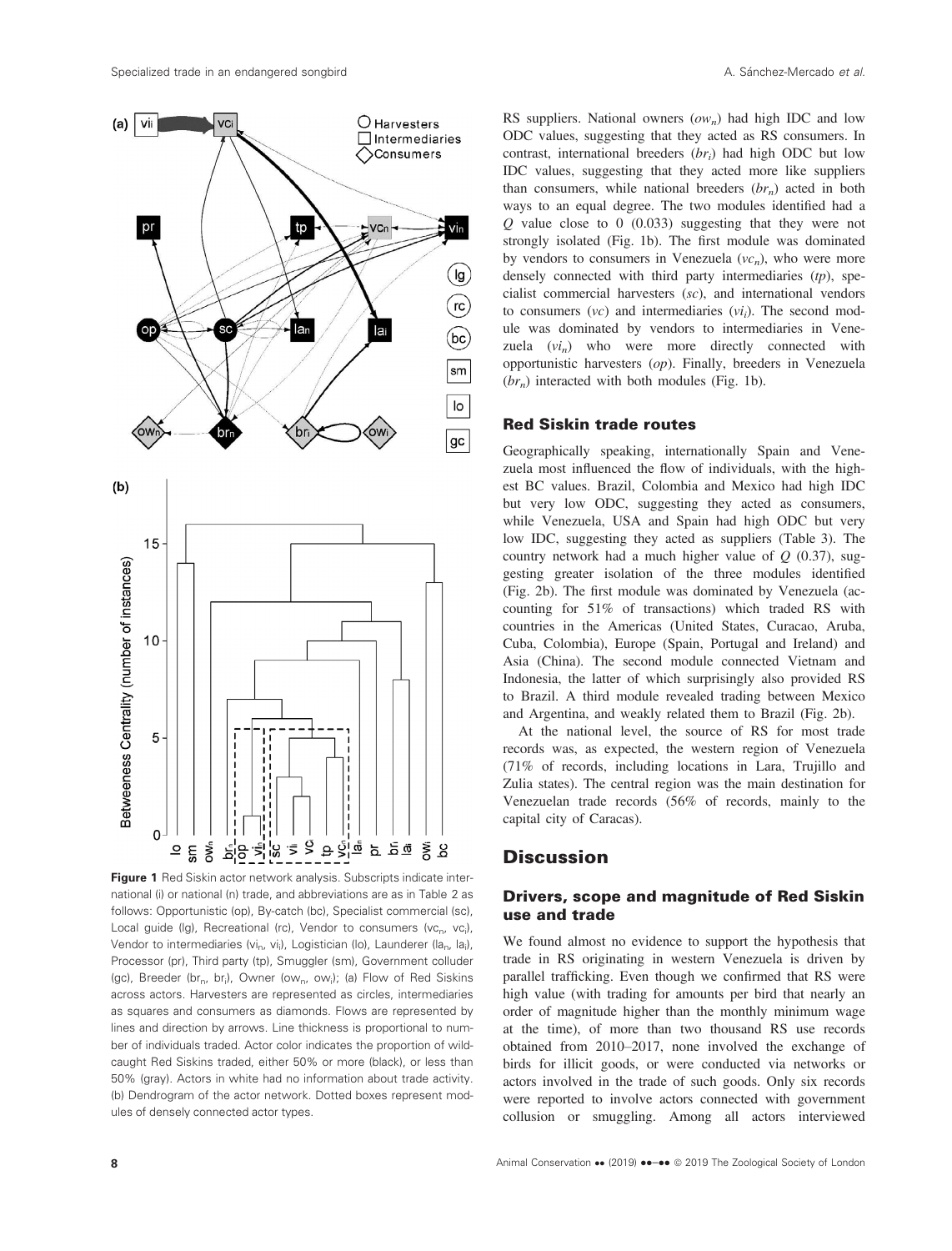(a)

Harvesters

Intermediaries

Consumers

vi_i vc_i pr tp vc_n vi_n lg rc op sc la_n la_i bc sm lo gc ow_n br_n br_i ow_i

(b)

Betweeness Centrality (number of instances)

15

10

5

0

lo sm ow_n br_n op vi_n sc vi vc tp vc_i la_n pr br_i la_i ow_i bc

**Figure 1** Red Siskin actor network analysis. Subscripts indicate international (i) or national (n) trade, and abbreviations are as in Table 2 as follows: Opportunistic (op), By-catch (bc), Specialist commercial (sc), Local guide (lg), Recreational (rc), Vendor to consumers ($vc_n$, $vc_i$), Vendor to intermediaries ($vi_n$, $vi_i$), Logistician (lo), Launderer ($la_n$, $la_i$), Processor (pr), Third party (tp), Smuggler (sm), Government colluder (gc), Breeder ($br_n$, $br_i$), Owner ($ow_n$, $ow_i$); (a) Flow of Red Siskins across actors. Harvesters are represented as circles, intermediaries as squares and consumers as diamonds. Flows are represented by lines and direction by arrows. Line thickness is proportional to number of individuals traded. Actor color indicates the proportion of wild-caught Red Siskins traded, either 50% or more (black), or less than 50% (gray). Actors in white had no information about trade activity. (b) Dendrogram of the actor network. Dotted boxes represent modules of densely connected actor types.

RS suppliers. National owners ($ow_n$) had high IDC and low ODC values, suggesting that they acted as RS consumers. In contrast, international breeders ($br_i$) had high ODC but low IDC values, suggesting that they acted more like suppliers than consumers, while national breeders ($br_n$) acted in both ways to an equal degree. The two modules identified had a $Q$ value close to 0 (0.033) suggesting that they were not strongly isolated (Fig. 1b). The first module was dominated by vendors to consumers in Venezuela ($vc_n$), who were more densely connected with third party intermediaries ($tp$), specialist commercial harvesters ($sc$), and international vendors to consumers ($vc$) and intermediaries ($vi_i$). The second module was dominated by vendors to intermediaries in Venezuela ($vi_n$) who were more directly connected with opportunistic harvesters ($op$). Finally, breeders in Venezuela ($br_n$) interacted with both modules (Fig. 1b).

### Red Siskin trade routes

Geographically speaking, internationally Spain and Venezuela most influenced the flow of individuals, with the highest BC values. Brazil, Colombia and Mexico had high IDC but very low ODC, suggesting they acted as consumers, while Venezuela, USA and Spain had high ODC but very low IDC, suggesting they acted as suppliers (Table 3). The country network had a much higher value of $Q$ (0.37), suggesting greater isolation of the three modules identified (Fig. 2b). The first module was dominated by Venezuela (accounting for 51% of transactions) which traded RS with countries in the Americas (United States, Curacao, Aruba, Cuba, Colombia), Europe (Spain, Portugal and Ireland) and Asia (China). The second module connected Vietnam and Indonesia, the latter of which surprisingly also provided RS to Brazil. A third module revealed trading between Mexico and Argentina, and weakly related them to Brazil (Fig. 2b).

At the national level, the source of RS for most trade records was, as expected, the western region of Venezuela (71% of records, including locations in Lara, Trujillo and Zulia states). The central region was the main destination for Venezuelan trade records (56% of records, mainly to the capital city of Caracas).

## Discussion

### Drivers, scope and magnitude of Red Siskin use and trade

We found almost no evidence to support the hypothesis that trade in RS originating in western Venezuela is driven by parallel trafficking. Even though we confirmed that RS were high value (with trading for amounts per bird that nearly an order of magnitude higher than the monthly minimum wage at the time), of more than two thousand RS use records obtained from 2010–2017, none involved the exchange of birds for illicit goods, or were conducted via networks or actors involved in the trade of such goods. Only six records were reported to involve actors connected with government collusion or smuggling. Among all actors interviewed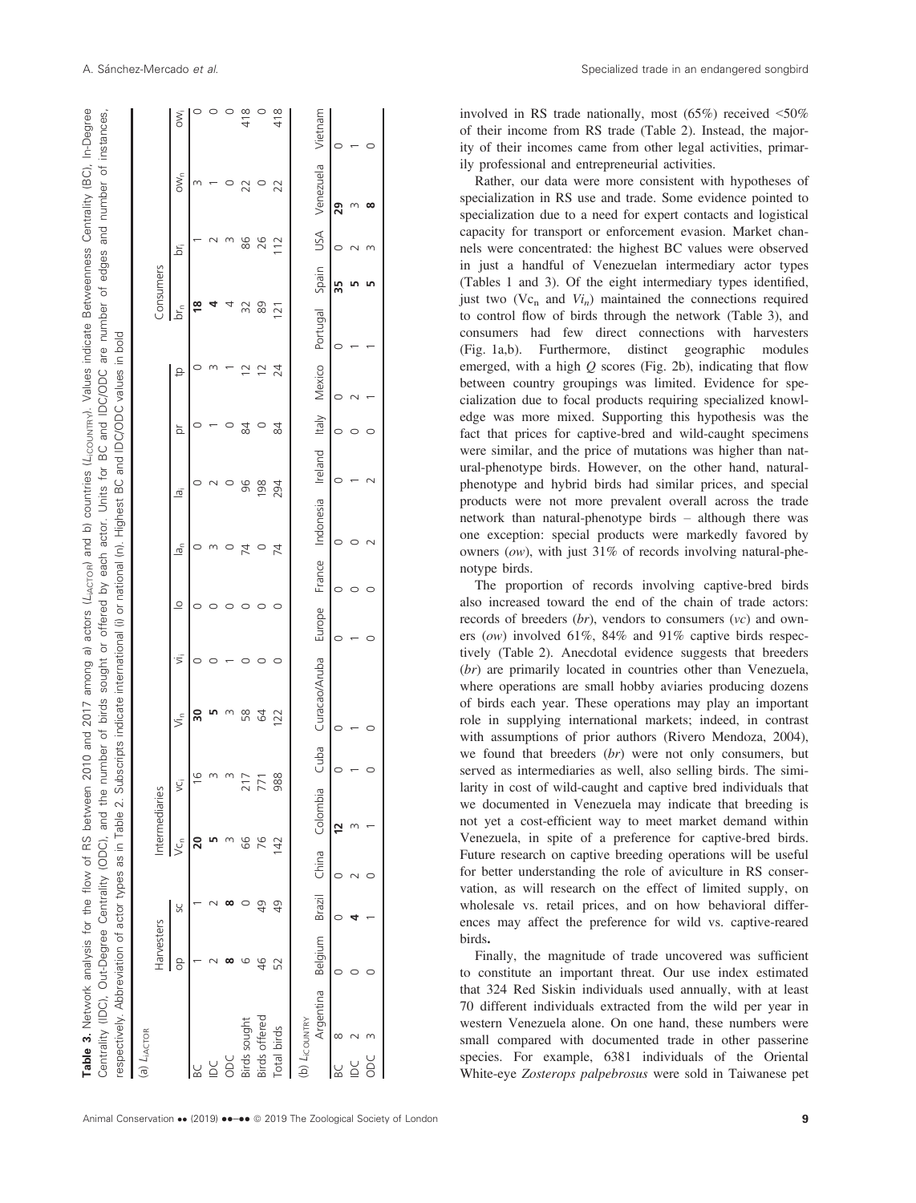**Table 3.** Network analysis for the flow of RS between 2010 and 2017 among a) actors ($L_{ACTOR}$) and b) countries ($L_{COUNTRY}$). Values indicate Betweenness Centrality (BC), In-Degree Centrality (IDC), Out-Degree Centrality (ODC), and the number of birds sought or offered by each actor. Units for BC and IDC/ODC are number of edges and number of instances, respectively. Abbreviation of actor types as in Table 2. Subscripts indicate international (i) or national (n). Highest BC and IDC/ODC values in bold

(a) $L_{ACTOR}$

| | Harvesters | | Intermediaries | | | | | | | | Consumers | | | |
|---|---|---|---|---|---|---|---|---|---|---|---|---|---|---|
| | op | sc | $vc_n$ | $vc_i$ | $Vi_n$ | $vi_i$ | lo | $la_n$ | $la_i$ | pr | tp | $br_n$ | $br_i$ | $ow_n$ | $ow_i$ |
| BC | 1 | 1 | **20** | 16 | **30** | 0 | 0 | 0 | 0 | 0 | 0 | **18** | 1 | 3 | 0 |
| IDC | 2 | 2 | **5** | 3 | **5** | 0 | 0 | 3 | 2 | 1 | 3 | **4** | 2 | 1 | 0 |
| ODC | **8** | **8** | 3 | 3 | 3 | 1 | 0 | 0 | 0 | 0 | 1 | 4 | 3 | 0 | 0 |
| Birds sought | 6 | 0 | 66 | 217 | 58 | 0 | 0 | 74 | 96 | 84 | 12 | 32 | 86 | 22 | 418 |
| Birds offered | 46 | 49 | 76 | 771 | 64 | 0 | 0 | 0 | 198 | 0 | 12 | 89 | 26 | 0 | 0 |
| Total birds | 52 | 49 | 142 | 988 | 122 | 0 | 0 | 74 | 294 | 84 | 24 | 121 | 112 | 22 | 418 |

(b) $L_{COUNTRY}$

| | Argentina | Belgium | Brazil | China | Colombia | Cuba | Curacao/Aruba | Europe | France | Indonesia | Ireland | Italy | Mexico | Portugal | Spain | USA | Venezuela | Vietnam |
|---|---|---|---|---|---|---|---|---|---|---|---|---|---|---|---|---|---|---|
| BC | 8 | 0 | 0 | 0 | **12** | 0 | 0 | 0 | 0 | 0 | 0 | 0 | 0 | 0 | **35** | 0 | **29** | 0 |
| IDC | 2 | 0 | **4** | 2 | 3 | 1 | 1 | 1 | 0 | 0 | 1 | 0 | 2 | 1 | **5** | 2 | 3 | 0 |
| ODC | 3 | 0 | 1 | 0 | 1 | 0 | 0 | 0 | 0 | 2 | 2 | 0 | 1 | 1 | **5** | 3 | **8** | 0 |

involved in RS trade nationally, most (65%) received <50% of their income from RS trade (Table 2). Instead, the majority of their incomes came from other legal activities, primarily professional and entrepreneurial activities.

Rather, our data were more consistent with hypotheses of specialization in RS use and trade. Some evidence pointed to specialization due to a need for expert contacts and logistical capacity for transport or enforcement evasion. Market channels were concentrated: the highest BC values were observed in just a handful of Venezuelan intermediary actor types (Tables 1 and 3). Of the eight intermediary types identified, just two ($Vc_n$ and $Vi_n$) maintained the connections required to control flow of birds through the network (Table 3), and consumers had few direct connections with harvesters (Fig. 1a,b). Furthermore, distinct geographic modules emerged, with a high $Q$ scores (Fig. 2b), indicating that flow between country groupings was limited. Evidence for specialization due to focal products requiring specialized knowledge was more mixed. Supporting this hypothesis was the fact that prices for captive-bred and wild-caught specimens were similar, and the price of mutations was higher than natural-phenotype birds. However, on the other hand, natural-phenotype and hybrid birds had similar prices, and special products were not more prevalent overall across the trade network than natural-phenotype birds – although there was one exception: special products were markedly favored by owners (*ow*), with just 31% of records involving natural-phenotype birds.

The proportion of records involving captive-bred birds also increased toward the end of the chain of trade actors: records of breeders (*br*), vendors to consumers (*vc*) and owners (*ow*) involved 61%, 84% and 91% captive birds respectively (Table 2). Anecdotal evidence suggests that breeders (*br*) are primarily located in countries other than Venezuela, where operations are small hobby aviaries producing dozens of birds each year. These operations may play an important role in supplying international markets; indeed, in contrast with assumptions of prior authors (Rivero Mendoza, 2004), we found that breeders (*br*) were not only consumers, but served as intermediaries as well, also selling birds. The similarity in cost of wild-caught and captive bred individuals that we documented in Venezuela may indicate that breeding is not yet a cost-efficient way to meet market demand within Venezuela, in spite of a preference for captive-bred birds. Future research on captive breeding operations will be useful for better understanding the role of aviculture in RS conservation, as will research on the effect of limited supply, on wholesale vs. retail prices, and on how behavioral differences may affect the preference for wild vs. captive-reared birds.

Finally, the magnitude of trade uncovered was sufficient to constitute an important threat. Our use index estimated that 324 Red Siskin individuals used annually, with at least 70 different individuals extracted from the wild per year in western Venezuela alone. On one hand, these numbers were small compared with documented trade in other passerine species. For example, 6381 individuals of the Oriental White-eye *Zosterops palpebrosus* were sold in Taiwanese pet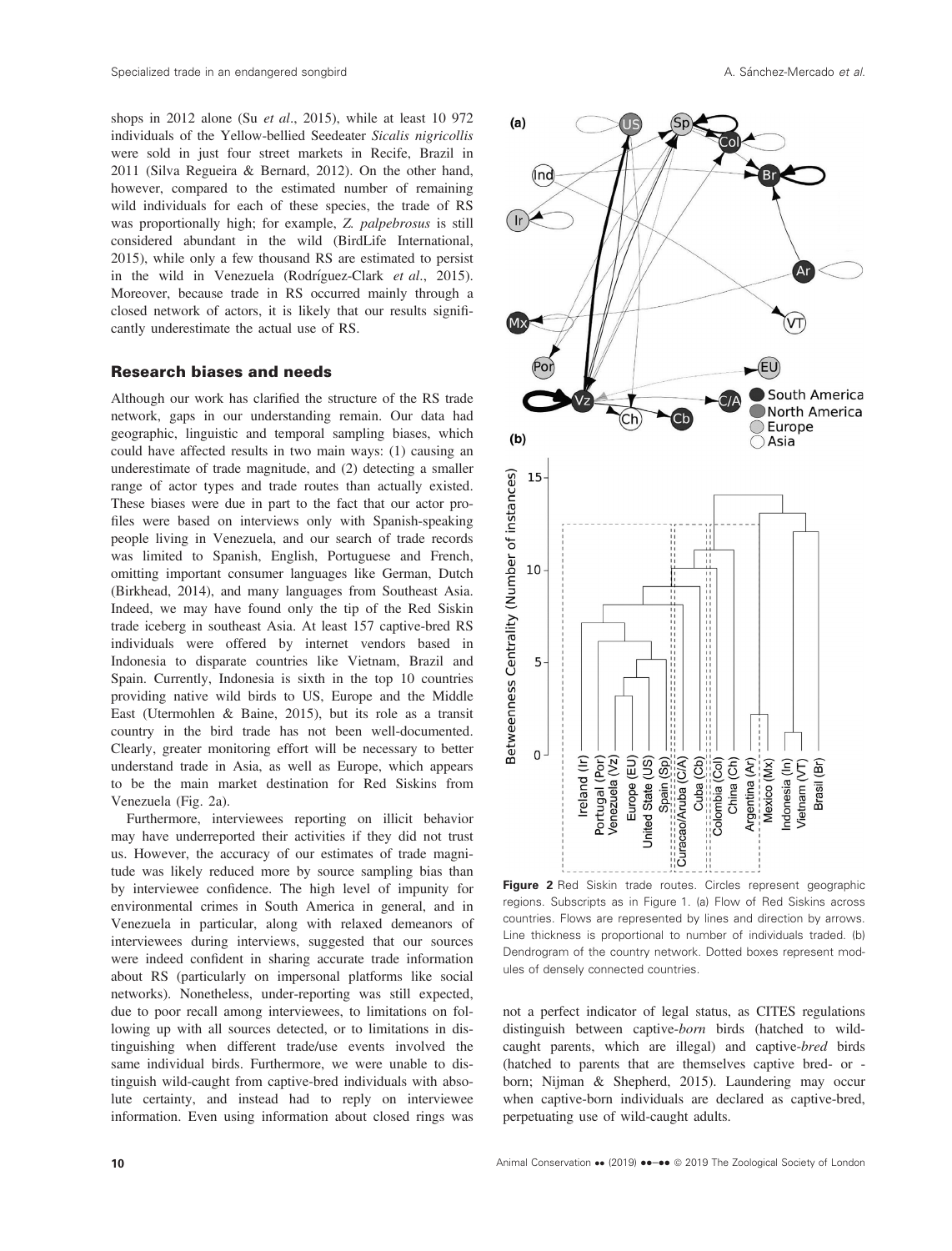shops in 2012 alone (Su *et al*., 2015), while at least 10 972 individuals of the Yellow-bellied Seedeater *Sicalis nigricollis* were sold in just four street markets in Recife, Brazil in 2011 (Silva Regueira & Bernard, 2012). On the other hand, however, compared to the estimated number of remaining wild individuals for each of these species, the trade of RS was proportionally high; for example, *Z. palpebrosus* is still considered abundant in the wild (BirdLife International, 2015), while only a few thousand RS are estimated to persist in the wild in Venezuela (Rodríguez-Clark *et al*., 2015). Moreover, because trade in RS occurred mainly through a closed network of actors, it is likely that our results significantly underestimate the actual use of RS.

## Research biases and needs

Although our work has clarified the structure of the RS trade network, gaps in our understanding remain. Our data had geographic, linguistic and temporal sampling biases, which could have affected results in two main ways: (1) causing an underestimate of trade magnitude, and (2) detecting a smaller range of actor types and trade routes than actually existed. These biases were due in part to the fact that our actor profiles were based on interviews only with Spanish-speaking people living in Venezuela, and our search of trade records was limited to Spanish, English, Portuguese and French, omitting important consumer languages like German, Dutch (Birkhead, 2014), and many languages from Southeast Asia. Indeed, we may have found only the tip of the Red Siskin trade iceberg in southeast Asia. At least 157 captive-bred RS individuals were offered by internet vendors based in Indonesia to disparate countries like Vietnam, Brazil and Spain. Currently, Indonesia is sixth in the top 10 countries providing native wild birds to US, Europe and the Middle East (Utermohlen & Baine, 2015), but its role as a transit country in the bird trade has not been well-documented. Clearly, greater monitoring effort will be necessary to better understand trade in Asia, as well as Europe, which appears to be the main market destination for Red Siskins from Venezuela (Fig. 2a).

Furthermore, interviewees reporting on illicit behavior may have underreported their activities if they did not trust us. However, the accuracy of our estimates of trade magnitude was likely reduced more by source sampling bias than by interviewee confidence. The high level of impunity for environmental crimes in South America in general, and in Venezuela in particular, along with relaxed demeanors of interviewees during interviews, suggested that our sources were indeed confident in sharing accurate trade information about RS (particularly on impersonal platforms like social networks). Nonetheless, under-reporting was still expected, due to poor recall among interviewees, to limitations on following up with all sources detected, or to limitations in distinguishing when different trade/use events involved the same individual birds. Furthermore, we were unable to distinguish wild-caught from captive-bred individuals with absolute certainty, and instead had to reply on interviewee information. Even using information about closed rings was not a perfect indicator of legal status, as CITES regulations distinguish between captive-*born* birds (hatched to wild-caught parents, which are illegal) and captive-*bred* birds (hatched to parents that are themselves captive bred- or -born; Nijman & Shepherd, 2015). Laundering may occur when captive-born individuals are declared as captive-bred, perpetuating use of wild-caught adults.

(a)

US, Sp, Col, Ind, Br, Ir, Ar, Mx, VT, Por, EU, Vz, Ch, Cb, C/A

South America
North America
Europe
Asia

(b)

Betweenness Centrality (Number of instances)

15
10
5
0

Ireland (Ir)
Portugal (Por)
Venezuela (Vz)
Europe (EU)
United State (US)
Spain (Sp)
Curacao/Aruba (C/A)
Cuba (Cb)
Colombia (Col)
China (Ch)
Argentina (Ar)
Mexico (Mx)
Indonesia (In)
Vietnam (VT)
Brasil (Br)

**Figure 2** Red Siskin trade routes. Circles represent geographic regions. Subscripts as in Figure 1. (a) Flow of Red Siskins across countries. Flows are represented by lines and direction by arrows. Line thickness is proportional to number of individuals traded. (b) Dendrogram of the country network. Dotted boxes represent modules of densely connected countries.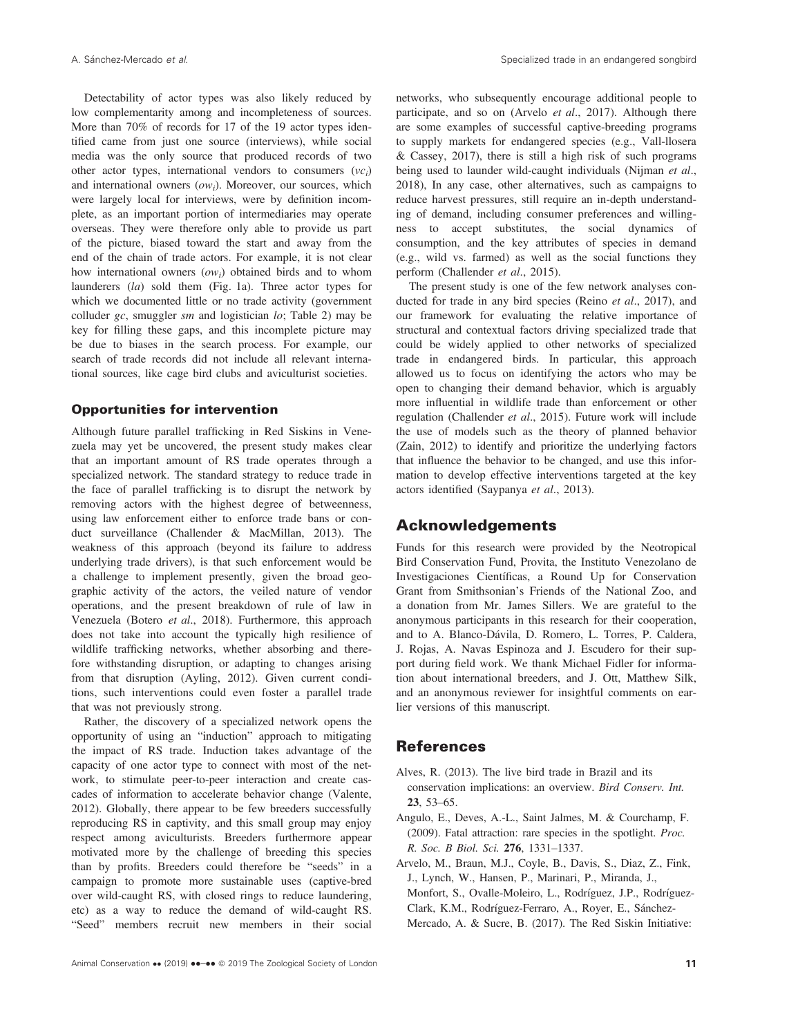Detectability of actor types was also likely reduced by low complementarity among and incompleteness of sources. More than 70% of records for 17 of the 19 actor types identified came from just one source (interviews), while social media was the only source that produced records of two other actor types, international vendors to consumers ($vc_i$) and international owners ($ow_i$). Moreover, our sources, which were largely local for interviews, were by definition incomplete, as an important portion of intermediaries may operate overseas. They were therefore only able to provide us part of the picture, biased toward the start and away from the end of the chain of trade actors. For example, it is not clear how international owners ($ow_i$) obtained birds and to whom launderers (*la*) sold them (Fig. 1a). Three actor types for which we documented little or no trade activity (government colluder *gc*, smuggler *sm* and logistician *lo*; Table 2) may be key for filling these gaps, and this incomplete picture may be due to biases in the search process. For example, our search of trade records did not include all relevant international sources, like cage bird clubs and aviculturist societies.

### Opportunities for intervention

Although future parallel trafficking in Red Siskins in Venezuela may yet be uncovered, the present study makes clear that an important amount of RS trade operates through a specialized network. The standard strategy to reduce trade in the face of parallel trafficking is to disrupt the network by removing actors with the highest degree of betweenness, using law enforcement either to enforce trade bans or conduct surveillance (Challender & MacMillan, 2013). The weakness of this approach (beyond its failure to address underlying trade drivers), is that such enforcement would be a challenge to implement presently, given the broad geographic activity of the actors, the veiled nature of vendor operations, and the present breakdown of rule of law in Venezuela (Botero *et al*., 2018). Furthermore, this approach does not take into account the typically high resilience of wildlife trafficking networks, whether absorbing and therefore withstanding disruption, or adapting to changes arising from that disruption (Ayling, 2012). Given current conditions, such interventions could even foster a parallel trade that was not previously strong.

Rather, the discovery of a specialized network opens the opportunity of using an "induction" approach to mitigating the impact of RS trade. Induction takes advantage of the capacity of one actor type to connect with most of the network, to stimulate peer-to-peer interaction and create cascades of information to accelerate behavior change (Valente, 2012). Globally, there appear to be few breeders successfully reproducing RS in captivity, and this small group may enjoy respect among aviculturists. Breeders furthermore appear motivated more by the challenge of breeding this species than by profits. Breeders could therefore be "seeds" in a campaign to promote more sustainable uses (captive-bred over wild-caught RS, with closed rings to reduce laundering, etc) as a way to reduce the demand of wild-caught RS. "Seed" members recruit new members in their social networks, who subsequently encourage additional people to participate, and so on (Arvelo *et al*., 2017). Although there are some examples of successful captive-breeding programs to supply markets for endangered species (e.g., Vall-llosera & Cassey, 2017), there is still a high risk of such programs being used to launder wild-caught individuals (Nijman *et al*., 2018), In any case, other alternatives, such as campaigns to reduce harvest pressures, still require an in-depth understanding of demand, including consumer preferences and willingness to accept substitutes, the social dynamics of consumption, and the key attributes of species in demand (e.g., wild vs. farmed) as well as the social functions they perform (Challender *et al*., 2015).

The present study is one of the few network analyses conducted for trade in any bird species (Reino *et al*., 2017), and our framework for evaluating the relative importance of structural and contextual factors driving specialized trade that could be widely applied to other networks of specialized trade in endangered birds. In particular, this approach allowed us to focus on identifying the actors who may be open to changing their demand behavior, which is arguably more influential in wildlife trade than enforcement or other regulation (Challender *et al*., 2015). Future work will include the use of models such as the theory of planned behavior (Zain, 2012) to identify and prioritize the underlying factors that influence the behavior to be changed, and use this information to develop effective interventions targeted at the key actors identified (Saypanya *et al*., 2013).

## Acknowledgements

Funds for this research were provided by the Neotropical Bird Conservation Fund, Provita, the Instituto Venezolano de Investigaciones Científicas, a Round Up for Conservation Grant from Smithsonian's Friends of the National Zoo, and a donation from Mr. James Sillers. We are grateful to the anonymous participants in this research for their cooperation, and to A. Blanco-Dávila, D. Romero, L. Torres, P. Caldera, J. Rojas, A. Navas Espinoza and J. Escudero for their support during field work. We thank Michael Fidler for information about international breeders, and J. Ott, Matthew Silk, and an anonymous reviewer for insightful comments on earlier versions of this manuscript.

## References

Alves, R. (2013). The live bird trade in Brazil and its conservation implications: an overview. *Bird Conserv. Int.* **23**, 53–65.

Angulo, E., Deves, A.-L., Saint Jalmes, M. & Courchamp, F. (2009). Fatal attraction: rare species in the spotlight. *Proc. R. Soc. B Biol. Sci.* **276**, 1331–1337.

Arvelo, M., Braun, M.J., Coyle, B., Davis, S., Diaz, Z., Fink, J., Lynch, W., Hansen, P., Marinari, P., Miranda, J., Monfort, S., Ovalle-Moleiro, L., Rodríguez, J.P., Rodríguez-Clark, K.M., Rodríguez-Ferraro, A., Royer, E., Sánchez-Mercado, A. & Sucre, B. (2017). The Red Siskin Initiative: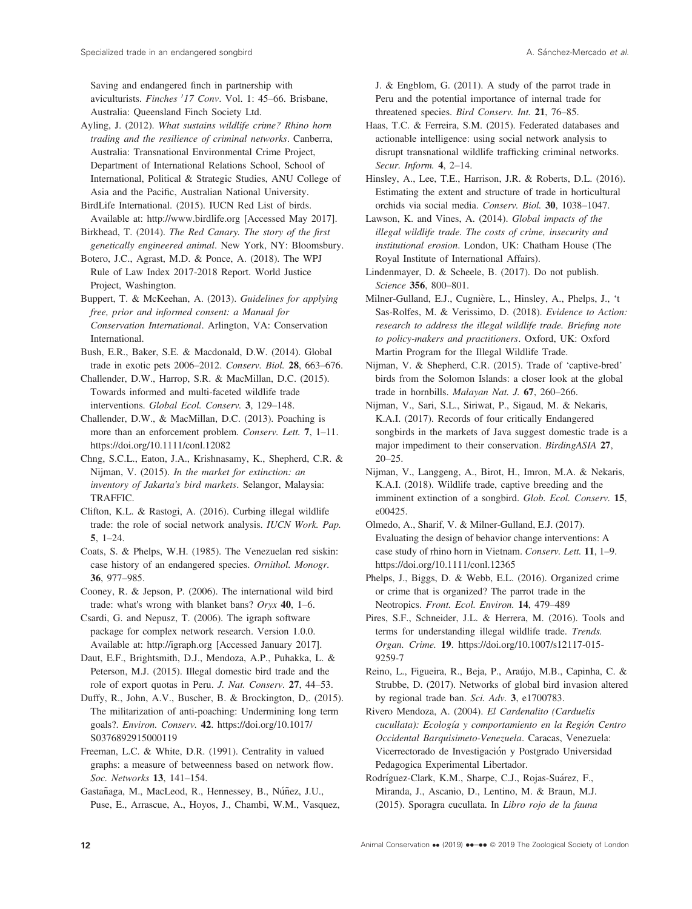Saving and endangered finch in partnership with aviculturists. *Finches '17 Conv*. Vol. 1: 45–66. Brisbane, Australia: Queensland Finch Society Ltd.

Ayling, J. (2012). *What sustains wildlife crime? Rhino horn trading and the resilience of criminal networks*. Canberra, Australia: Transnational Environmental Crime Project, Department of International Relations School, School of International, Political & Strategic Studies, ANU College of Asia and the Pacific, Australian National University.

BirdLife International. (2015). IUCN Red List of birds. Available at: http://www.birdlife.org [Accessed May 2017].

Birkhead, T. (2014). *The Red Canary. The story of the first genetically engineered animal*. New York, NY: Bloomsbury.

Botero, J.C., Agrast, M.D. & Ponce, A. (2018). The WPJ Rule of Law Index 2017-2018 Report. World Justice Project, Washington.

Buppert, T. & McKeehan, A. (2013). *Guidelines for applying free, prior and informed consent: a Manual for Conservation International*. Arlington, VA: Conservation International.

Bush, E.R., Baker, S.E. & Macdonald, D.W. (2014). Global trade in exotic pets 2006–2012. *Conserv. Biol.* **28**, 663–676.

Challender, D.W., Harrop, S.R. & MacMillan, D.C. (2015). Towards informed and multi-faceted wildlife trade interventions. *Global Ecol. Conserv.* **3**, 129–148.

Challender, D.W., & MacMillan, D.C. (2013). Poaching is more than an enforcement problem. *Conserv. Lett.* **7**, 1–11. https://doi.org/10.1111/conl.12082

Chng, S.C.L., Eaton, J.A., Krishnasamy, K., Shepherd, C.R. & Nijman, V. (2015). *In the market for extinction: an inventory of Jakarta's bird markets*. Selangor, Malaysia: TRAFFIC.

Clifton, K.L. & Rastogi, A. (2016). Curbing illegal wildlife trade: the role of social network analysis. *IUCN Work. Pap.* **5**, 1–24.

Coats, S. & Phelps, W.H. (1985). The Venezuelan red siskin: case history of an endangered species. *Ornithol. Monogr.* **36**, 977–985.

Cooney, R. & Jepson, P. (2006). The international wild bird trade: what's wrong with blanket bans? *Oryx* **40**, 1–6.

Csardi, G. and Nepusz, T. (2006). The igraph software package for complex network research. Version 1.0.0. Available at: http://igraph.org [Accessed January 2017].

Daut, E.F., Brightsmith, D.J., Mendoza, A.P., Puhakka, L. & Peterson, M.J. (2015). Illegal domestic bird trade and the role of export quotas in Peru. *J. Nat. Conserv.* **27**, 44–53.

Duffy, R., John, A.V., Buscher, B. & Brockington, D,. (2015). The militarization of anti-poaching: Undermining long term goals?. *Environ. Conserv.* **42**. https://doi.org/10.1017/S0376892915000119

Freeman, L.C. & White, D.R. (1991). Centrality in valued graphs: a measure of betweenness based on network flow. *Soc. Networks* **13**, 141–154.

Gastañaga, M., MacLeod, R., Hennessey, B., Núñez, J.U., Puse, E., Arrascue, A., Hoyos, J., Chambi, W.M., Vasquez, J. & Engblom, G. (2011). A study of the parrot trade in Peru and the potential importance of internal trade for threatened species. *Bird Conserv. Int.* **21**, 76–85.

Haas, T.C. & Ferreira, S.M. (2015). Federated databases and actionable intelligence: using social network analysis to disrupt transnational wildlife trafficking criminal networks. *Secur. Inform.* **4**, 2–14.

Hinsley, A., Lee, T.E., Harrison, J.R. & Roberts, D.L. (2016). Estimating the extent and structure of trade in horticultural orchids via social media. *Conserv. Biol.* **30**, 1038–1047.

Lawson, K. and Vines, A. (2014). *Global impacts of the illegal wildlife trade. The costs of crime, insecurity and institutional erosion*. London, UK: Chatham House (The Royal Institute of International Affairs).

Lindenmayer, D. & Scheele, B. (2017). Do not publish. *Science* **356**, 800–801.

Milner-Gulland, E.J., Cugnière, L., Hinsley, A., Phelps, J., 't Sas-Rolfes, M. & Verissimo, D. (2018). *Evidence to Action: research to address the illegal wildlife trade. Briefing note to policy-makers and practitioners*. Oxford, UK: Oxford Martin Program for the Illegal Wildlife Trade.

Nijman, V. & Shepherd, C.R. (2015). Trade of 'captive-bred' birds from the Solomon Islands: a closer look at the global trade in hornbills. *Malayan Nat. J.* **67**, 260–266.

Nijman, V., Sari, S.L., Siriwat, P., Sigaud, M. & Nekaris, K.A.I. (2017). Records of four critically Endangered songbirds in the markets of Java suggest domestic trade is a major impediment to their conservation. *BirdingASIA* **27**, 20–25.

Nijman, V., Langgeng, A., Birot, H., Imron, M.A. & Nekaris, K.A.I. (2018). Wildlife trade, captive breeding and the imminent extinction of a songbird. *Glob. Ecol. Conserv.* **15**, e00425.

Olmedo, A., Sharif, V. & Milner-Gulland, E.J. (2017). Evaluating the design of behavior change interventions: A case study of rhino horn in Vietnam. *Conserv. Lett.* **11**, 1–9. https://doi.org/10.1111/conl.12365

Phelps, J., Biggs, D. & Webb, E.L. (2016). Organized crime or crime that is organized? The parrot trade in the Neotropics. *Front. Ecol. Environ.* **14**, 479–489

Pires, S.F., Schneider, J.L. & Herrera, M. (2016). Tools and terms for understanding illegal wildlife trade. *Trends. Organ. Crime.* **19**. https://doi.org/10.1007/s12117-015-9259-7

Reino, L., Figueira, R., Beja, P., Araújo, M.B., Capinha, C. & Strubbe, D. (2017). Networks of global bird invasion altered by regional trade ban. *Sci. Adv.* **3**, e1700783.

Rivero Mendoza, A. (2004). *El Cardenalito (Carduelis cucullata): Ecología y comportamiento en la Región Centro Occidental Barquisimeto-Venezuela*. Caracas, Venezuela: Vicerrectorado de Investigación y Postgrado Universidad Pedagogica Experimental Libertador.

Rodríguez-Clark, K.M., Sharpe, C.J., Rojas-Suárez, F., Miranda, J., Ascanio, D., Lentino, M. & Braun, M.J. (2015). Sporagra cucullata. In *Libro rojo de la fauna*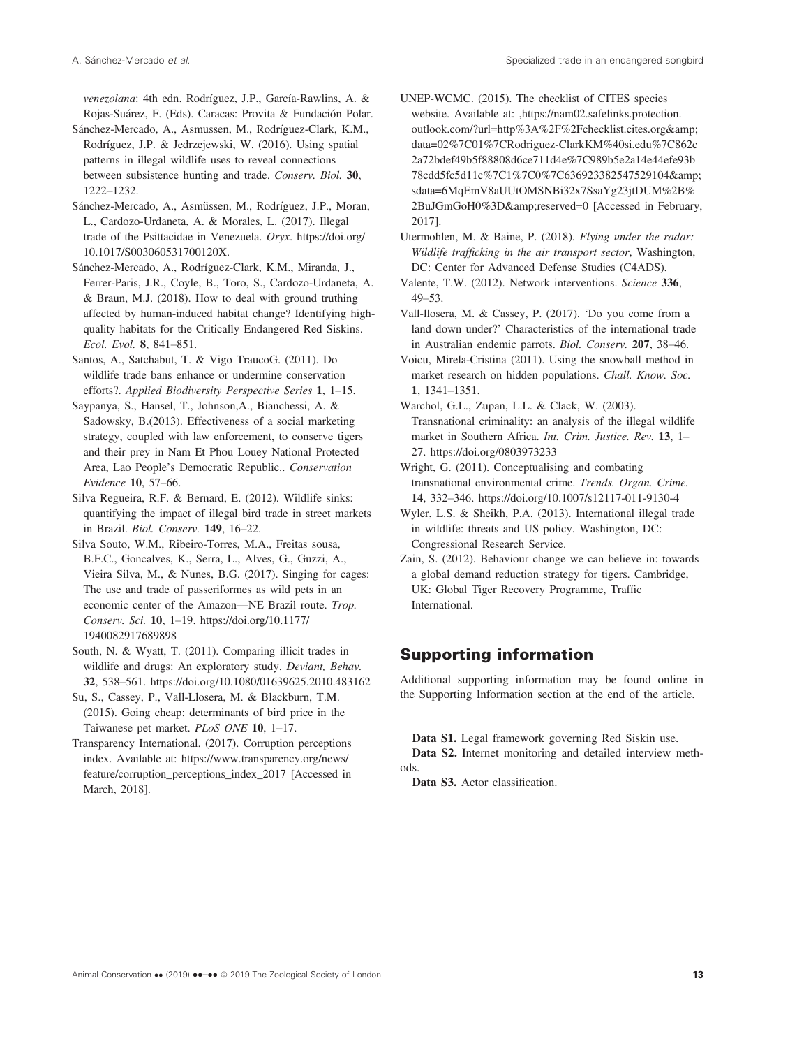*venezolana*: 4th edn. Rodríguez, J.P., García-Rawlins, A. & Rojas-Suárez, F. (Eds). Caracas: Provita & Fundación Polar.

Sánchez-Mercado, A., Asmussen, M., Rodríguez-Clark, K.M., Rodríguez, J.P. & Jedrzejewski, W. (2016). Using spatial patterns in illegal wildlife uses to reveal connections between subsistence hunting and trade. *Conserv. Biol.* **30**, 1222–1232.

Sánchez-Mercado, A., Asmüssen, M., Rodríguez, J.P., Moran, L., Cardozo-Urdaneta, A. & Morales, L. (2017). Illegal trade of the Psittacidae in Venezuela. *Oryx*. https://doi.org/10.1017/S003060531700120X.

Sánchez-Mercado, A., Rodríguez-Clark, K.M., Miranda, J., Ferrer-Paris, J.R., Coyle, B., Toro, S., Cardozo-Urdaneta, A. & Braun, M.J. (2018). How to deal with ground truthing affected by human-induced habitat change? Identifying high-quality habitats for the Critically Endangered Red Siskins. *Ecol. Evol.* **8**, 841–851.

Santos, A., Satchabut, T. & Vigo TraucoG. (2011). Do wildlife trade bans enhance or undermine conservation efforts?. *Applied Biodiversity Perspective Series* **1**, 1–15.

Saypanya, S., Hansel, T., Johnson,A., Bianchessi, A. & Sadowsky, B.(2013). Effectiveness of a social marketing strategy, coupled with law enforcement, to conserve tigers and their prey in Nam Et Phou Louey National Protected Area, Lao People's Democratic Republic.. *Conservation Evidence* **10**, 57–66.

Silva Regueira, R.F. & Bernard, E. (2012). Wildlife sinks: quantifying the impact of illegal bird trade in street markets in Brazil. *Biol. Conserv.* **149**, 16–22.

Silva Souto, W.M., Ribeiro-Torres, M.A., Freitas sousa, B.F.C., Goncalves, K., Serra, L., Alves, G., Guzzi, A., Vieira Silva, M., & Nunes, B.G. (2017). Singing for cages: The use and trade of passeriformes as wild pets in an economic center of the Amazon—NE Brazil route. *Trop. Conserv. Sci.* **10**, 1–19. https://doi.org/10.1177/1940082917689898

South, N. & Wyatt, T. (2011). Comparing illicit trades in wildlife and drugs: An exploratory study. *Deviant, Behav.* **32**, 538–561. https://doi.org/10.1080/01639625.2010.483162

Su, S., Cassey, P., Vall-Llosera, M. & Blackburn, T.M. (2015). Going cheap: determinants of bird price in the Taiwanese pet market. *PLoS ONE* **10**, 1–17.

Transparency International. (2017). Corruption perceptions index. Available at: https://www.transparency.org/news/feature/corruption_perceptions_index_2017 [Accessed in March, 2018].

UNEP-WCMC. (2015). The checklist of CITES species website. Available at: ,https://nam02.safelinks.protection.outlook.com/?url=http%3A%2F%2Fchecklist.cites.org&amp;data=02%7C01%7CRodriguez-ClarkKM%40si.edu%7C862c2a72bdef49b5f88808d6ce711d4e%7C989b5e2a14e44efe93b78cdd5fc5d11c%7C1%7C0%7C636923382547529104&amp;sdata=6MqEmV8aUUtOMSNBi32x7SsaYg23jtDUM%2B%2BuJGmGoH0%3D&amp;reserved=0 [Accessed in February, 2017].

Utermohlen, M. & Baine, P. (2018). *Flying under the radar: Wildlife trafficking in the air transport sector*, Washington, DC: Center for Advanced Defense Studies (C4ADS).

Valente, T.W. (2012). Network interventions. *Science* **336**, 49–53.

Vall-llosera, M. & Cassey, P. (2017). 'Do you come from a land down under?' Characteristics of the international trade in Australian endemic parrots. *Biol. Conserv.* **207**, 38–46.

Voicu, Mirela-Cristina (2011). Using the snowball method in market research on hidden populations. *Chall. Know. Soc.* **1**, 1341–1351.

Warchol, G.L., Zupan, L.L. & Clack, W. (2003). Transnational criminality: an analysis of the illegal wildlife market in Southern Africa. *Int. Crim. Justice. Rev.* **13**, 1–27. https://doi.org/0803973233

Wright, G. (2011). Conceptualising and combating transnational environmental crime. *Trends. Organ. Crime.* **14**, 332–346. https://doi.org/10.1007/s12117-011-9130-4

Wyler, L.S. & Sheikh, P.A. (2013). International illegal trade in wildlife: threats and US policy. Washington, DC: Congressional Research Service.

Zain, S. (2012). Behaviour change we can believe in: towards a global demand reduction strategy for tigers. Cambridge, UK: Global Tiger Recovery Programme, Traffic International.

## Supporting information

Additional supporting information may be found online in the Supporting Information section at the end of the article.

**Data S1.** Legal framework governing Red Siskin use.

**Data S2.** Internet monitoring and detailed interview methods.

**Data S3.** Actor classification.